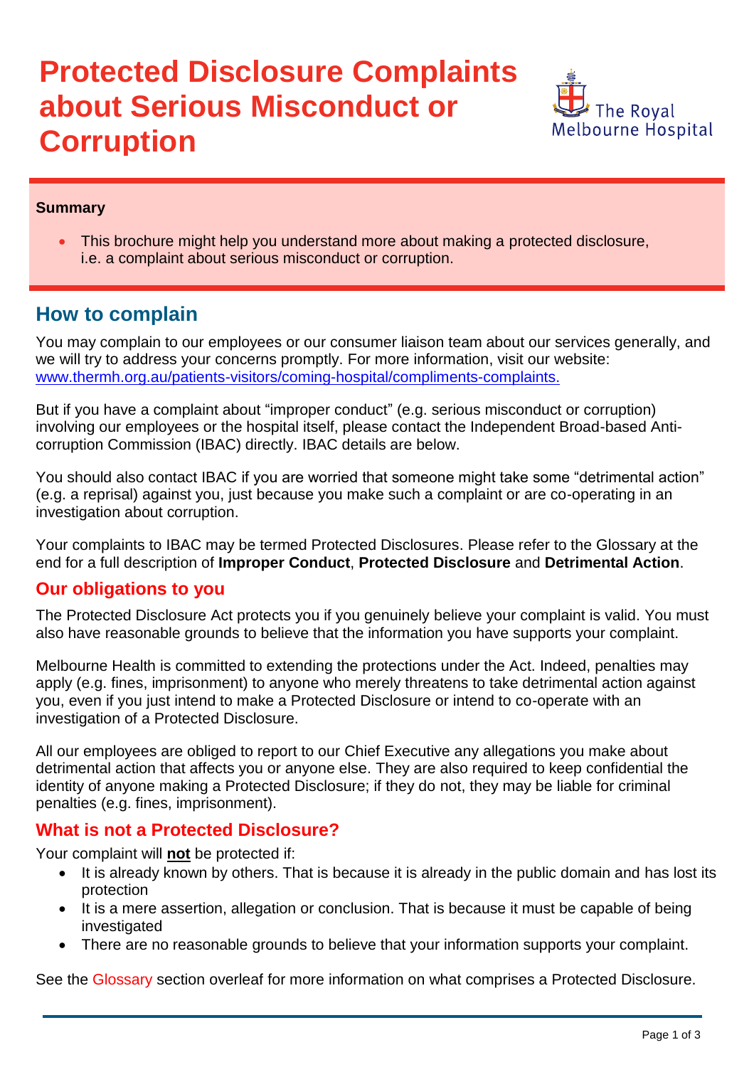# Protected Disclosure Complaints about Serious Misconduct or Corruption

The Royal Melbourne Hospital

**Summary**

- This brochure might help you understand more about making a protected disclosure, i.e. a complaint about serious misconduct or corruption.

## How to complain

You may complain to our employees or our consumer liaison team about our services generally, and we will try to address your concerns promptly. For more information, visit our website: [www.thermh.org.au/patients-visitors/coming-hospital/compliments-complaints.](www.thermh.org.au/patients-visitors/coming-hospital/compliments-complaints)

But if you have a complaint about "improper conduct" (e.g. serious misconduct or corruption) involving our employees or the hospital itself, please contact the Independent Broad-based Anti-corruption Commission (IBAC) directly. IBAC details are below.

You should also contact IBAC if you are worried that someone might take some "detrimental action" (e.g. a reprisal) against you, just because you make such a complaint or are co-operating in an investigation about corruption.

Your complaints to IBAC may be termed Protected Disclosures. Please refer to the Glossary at the end for a full description of **Improper Conduct**, **Protected Disclosure** and **Detrimental Action**.

### Our obligations to you

The Protected Disclosure Act protects you if you genuinely believe your complaint is valid. You must also have reasonable grounds to believe that the information you have supports your complaint.

Melbourne Health is committed to extending the protections under the Act. Indeed, penalties may apply (e.g. fines, imprisonment) to anyone who merely threatens to take detrimental action against you, even if you just intend to make a Protected Disclosure or intend to co-operate with an investigation of a Protected Disclosure.

All our employees are obliged to report to our Chief Executive any allegations you make about detrimental action that affects you or anyone else. They are also required to keep confidential the identity of anyone making a Protected Disclosure; if they do not, they may be liable for criminal penalties (e.g. fines, imprisonment).

### What is not a Protected Disclosure?

Your complaint will **not** be protected if:

- It is already known by others. That is because it is already in the public domain and has lost its protection
- It is a mere assertion, allegation or conclusion. That is because it must be capable of being investigated
- There are no reasonable grounds to believe that your information supports your complaint.

See the Glossary section overleaf for more information on what comprises a Protected Disclosure.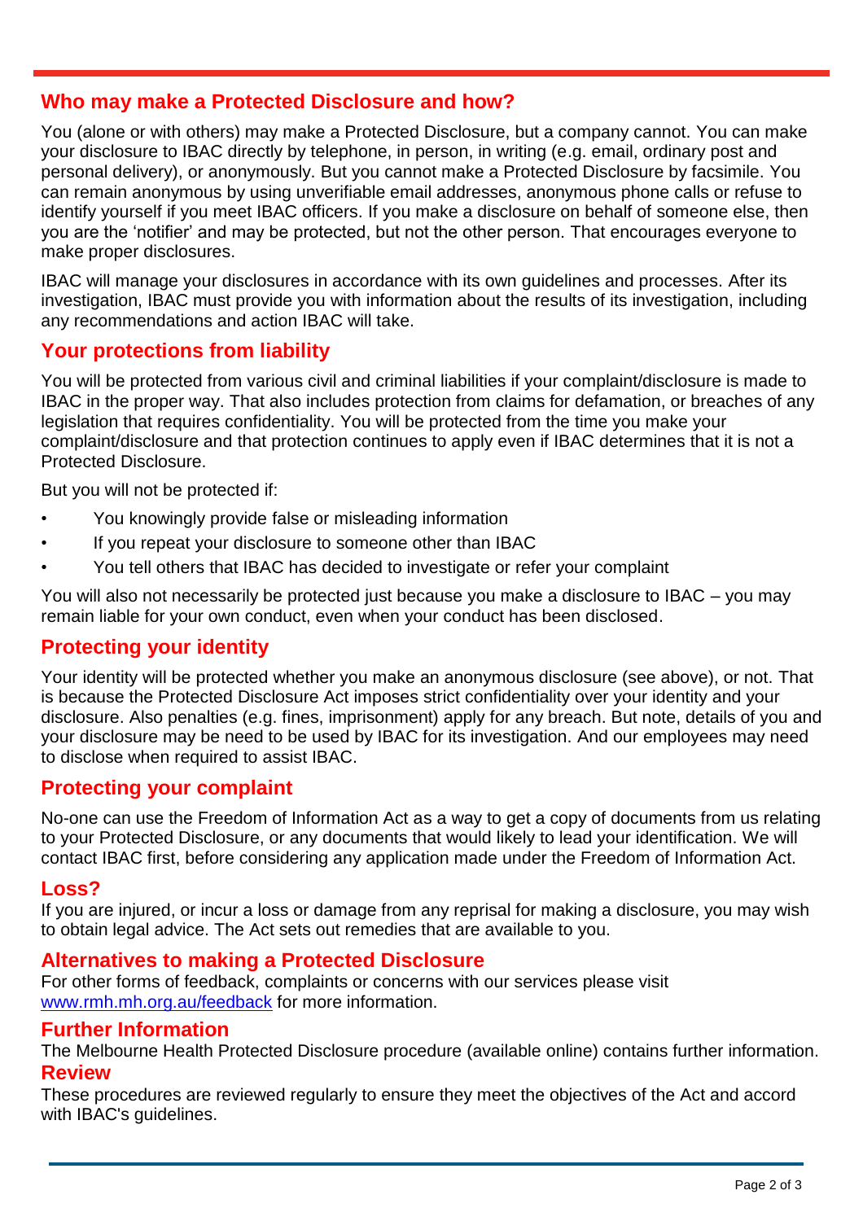## Who may make a Protected Disclosure and how?

You (alone or with others) may make a Protected Disclosure, but a company cannot. You can make your disclosure to IBAC directly by telephone, in person, in writing (e.g. email, ordinary post and personal delivery), or anonymously. But you cannot make a Protected Disclosure by facsimile. You can remain anonymous by using unverifiable email addresses, anonymous phone calls or refuse to identify yourself if you meet IBAC officers. If you make a disclosure on behalf of someone else, then you are the 'notifier' and may be protected, but not the other person. That encourages everyone to make proper disclosures.

IBAC will manage your disclosures in accordance with its own guidelines and processes. After its investigation, IBAC must provide you with information about the results of its investigation, including any recommendations and action IBAC will take.

## Your protections from liability

You will be protected from various civil and criminal liabilities if your complaint/disclosure is made to IBAC in the proper way. That also includes protection from claims for defamation, or breaches of any legislation that requires confidentiality. You will be protected from the time you make your complaint/disclosure and that protection continues to apply even if IBAC determines that it is not a Protected Disclosure.

But you will not be protected if:

- You knowingly provide false or misleading information
- If you repeat your disclosure to someone other than IBAC
- You tell others that IBAC has decided to investigate or refer your complaint

You will also not necessarily be protected just because you make a disclosure to IBAC – you may remain liable for your own conduct, even when your conduct has been disclosed.

## Protecting your identity

Your identity will be protected whether you make an anonymous disclosure (see above), or not. That is because the Protected Disclosure Act imposes strict confidentiality over your identity and your disclosure. Also penalties (e.g. fines, imprisonment) apply for any breach. But note, details of you and your disclosure may be need to be used by IBAC for its investigation. And our employees may need to disclose when required to assist IBAC.

## Protecting your complaint

No-one can use the Freedom of Information Act as a way to get a copy of documents from us relating to your Protected Disclosure, or any documents that would likely to lead your identification. We will contact IBAC first, before considering any application made under the Freedom of Information Act.

## Loss?

If you are injured, or incur a loss or damage from any reprisal for making a disclosure, you may wish to obtain legal advice. The Act sets out remedies that are available to you.

## Alternatives to making a Protected Disclosure

For other forms of feedback, complaints or concerns with our services please visit [www.rmh.mh.org.au/feedback](www.rmh.mh.org.au/feedback) for more information.

## Further Information

The Melbourne Health Protected Disclosure procedure (available online) contains further information.

## Review

These procedures are reviewed regularly to ensure they meet the objectives of the Act and accord with IBAC's guidelines.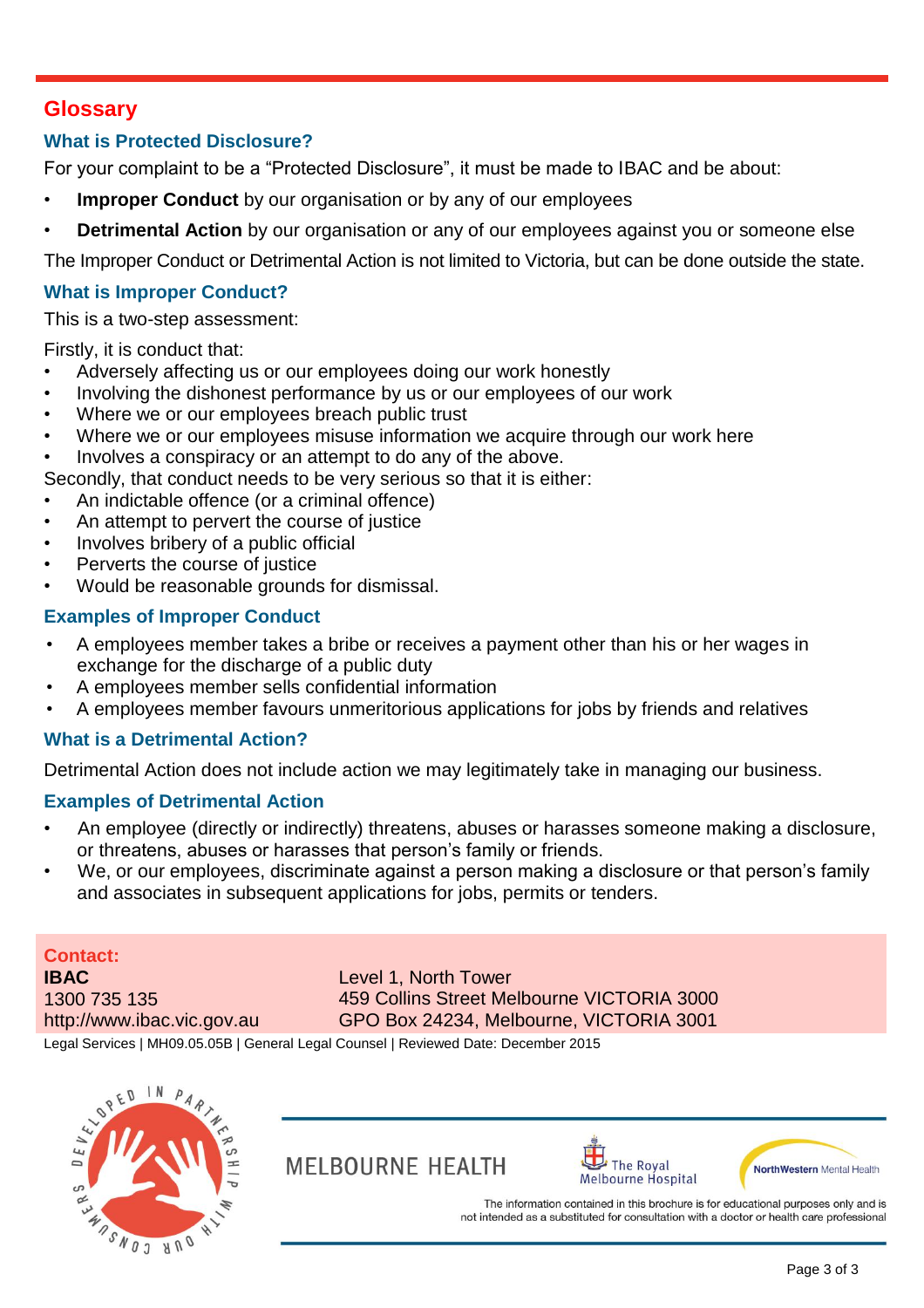## Glossary

### What is Protected Disclosure?

For your complaint to be a "Protected Disclosure", it must be made to IBAC and be about:

- **Improper Conduct** by our organisation or by any of our employees
- **Detrimental Action** by our organisation or any of our employees against you or someone else

The Improper Conduct or Detrimental Action is not limited to Victoria, but can be done outside the state.

### What is Improper Conduct?

This is a two-step assessment:

Firstly, it is conduct that:

- Adversely affecting us or our employees doing our work honestly
- Involving the dishonest performance by us or our employees of our work
- Where we or our employees breach public trust
- Where we or our employees misuse information we acquire through our work here
- Involves a conspiracy or an attempt to do any of the above.

Secondly, that conduct needs to be very serious so that it is either:

- An indictable offence (or a criminal offence)
- An attempt to pervert the course of justice
- Involves bribery of a public official
- Perverts the course of justice
- Would be reasonable grounds for dismissal.

### Examples of Improper Conduct

- A employees member takes a bribe or receives a payment other than his or her wages in exchange for the discharge of a public duty
- A employees member sells confidential information
- A employees member favours unmeritorious applications for jobs by friends and relatives

### What is a Detrimental Action?

Detrimental Action does not include action we may legitimately take in managing our business.

### Examples of Detrimental Action

- An employee (directly or indirectly) threatens, abuses or harasses someone making a disclosure, or threatens, abuses or harasses that person's family or friends.
- We, or our employees, discriminate against a person making a disclosure or that person's family and associates in subsequent applications for jobs, permits or tenders.

**Contact:**

**IBAC**
1300 735 135
http://www.ibac.vic.gov.au

Level 1, North Tower
459 Collins Street Melbourne VICTORIA 3000
GPO Box 24234, Melbourne, VICTORIA 3001

Legal Services | MH09.05.05B | General Legal Counsel | Reviewed Date: December 2015

DEVELOPED IN PARTNERSHIP WITH OUR CONSUMERS

MELBOURNE HEALTH

The Royal Melbourne Hospital

NorthWestern Mental Health

The information contained in this brochure is for educational purposes only and is not intended as a substituted for consultation with a doctor or health care professional